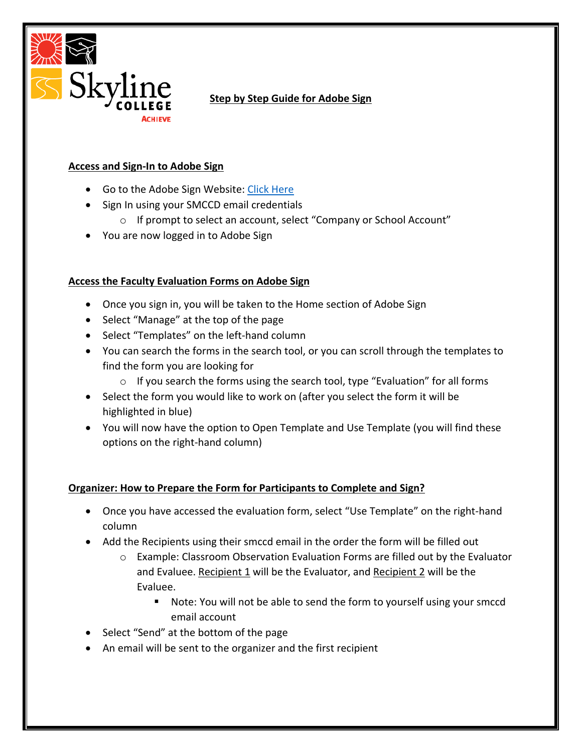# Step by Step Guide for Adobe Sign

## Access and Sign-In to Adobe Sign

- Go to the Adobe Sign Website: [Click Here]
- Sign In using your SMCCD email credentials
  - If prompt to select an account, select "Company or School Account"
- You are now logged in to Adobe Sign

## Access the Faculty Evaluation Forms on Adobe Sign

- Once you sign in, you will be taken to the Home section of Adobe Sign
- Select "Manage" at the top of the page
- Select "Templates" on the left-hand column
- You can search the forms in the search tool, or you can scroll through the templates to find the form you are looking for
  - If you search the forms using the search tool, type "Evaluation" for all forms
- Select the form you would like to work on (after you select the form it will be highlighted in blue)
- You will now have the option to Open Template and Use Template (you will find these options on the right-hand column)

## Organizer: How to Prepare the Form for Participants to Complete and Sign?

- Once you have accessed the evaluation form, select "Use Template" on the right-hand column
- Add the Recipients using their smccd email in the order the form will be filled out
  - Example: Classroom Observation Evaluation Forms are filled out by the Evaluator and Evaluee. Recipient 1 will be the Evaluator, and Recipient 2 will be the Evaluee.
    - Note: You will not be able to send the form to yourself using your smccd email account
- Select "Send" at the bottom of the page
- An email will be sent to the organizer and the first recipient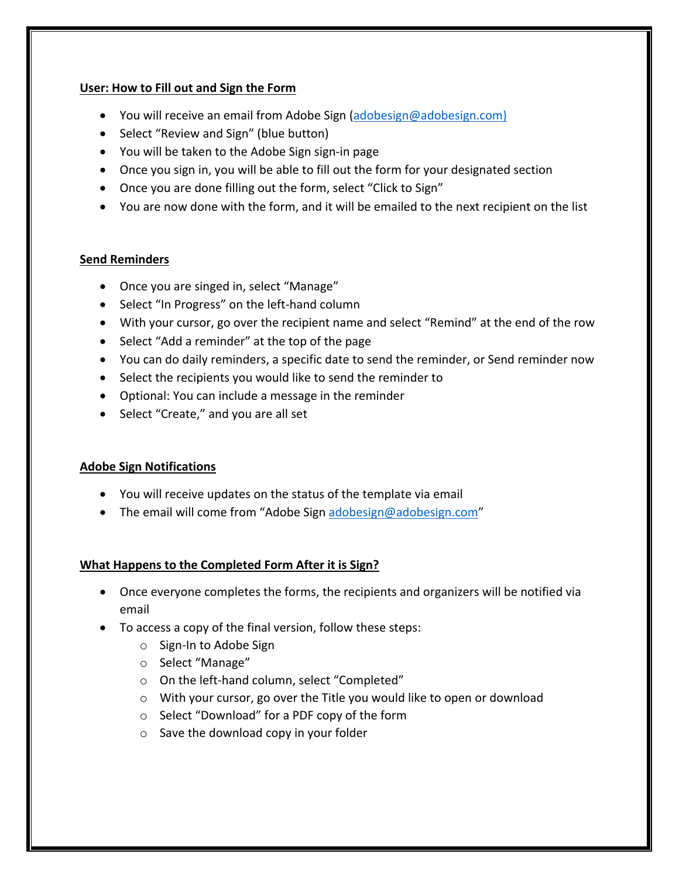**User: How to Fill out and Sign the Form**

- You will receive an email from Adobe Sign (adobesign@adobesign.com)
- Select "Review and Sign" (blue button)
- You will be taken to the Adobe Sign sign-in page
- Once you sign in, you will be able to fill out the form for your designated section
- Once you are done filling out the form, select "Click to Sign"
- You are now done with the form, and it will be emailed to the next recipient on the list

**Send Reminders**

- Once you are singed in, select "Manage"
- Select "In Progress" on the left-hand column
- With your cursor, go over the recipient name and select "Remind" at the end of the row
- Select "Add a reminder" at the top of the page
- You can do daily reminders, a specific date to send the reminder, or Send reminder now
- Select the recipients you would like to send the reminder to
- Optional: You can include a message in the reminder
- Select "Create," and you are all set

**Adobe Sign Notifications**

- You will receive updates on the status of the template via email
- The email will come from "Adobe Sign adobesign@adobesign.com"

**What Happens to the Completed Form After it is Sign?**

- Once everyone completes the forms, the recipients and organizers will be notified via email
- To access a copy of the final version, follow these steps:
  - Sign-In to Adobe Sign
  - Select "Manage"
  - On the left-hand column, select "Completed"
  - With your cursor, go over the Title you would like to open or download
  - Select "Download" for a PDF copy of the form
  - Save the download copy in your folder